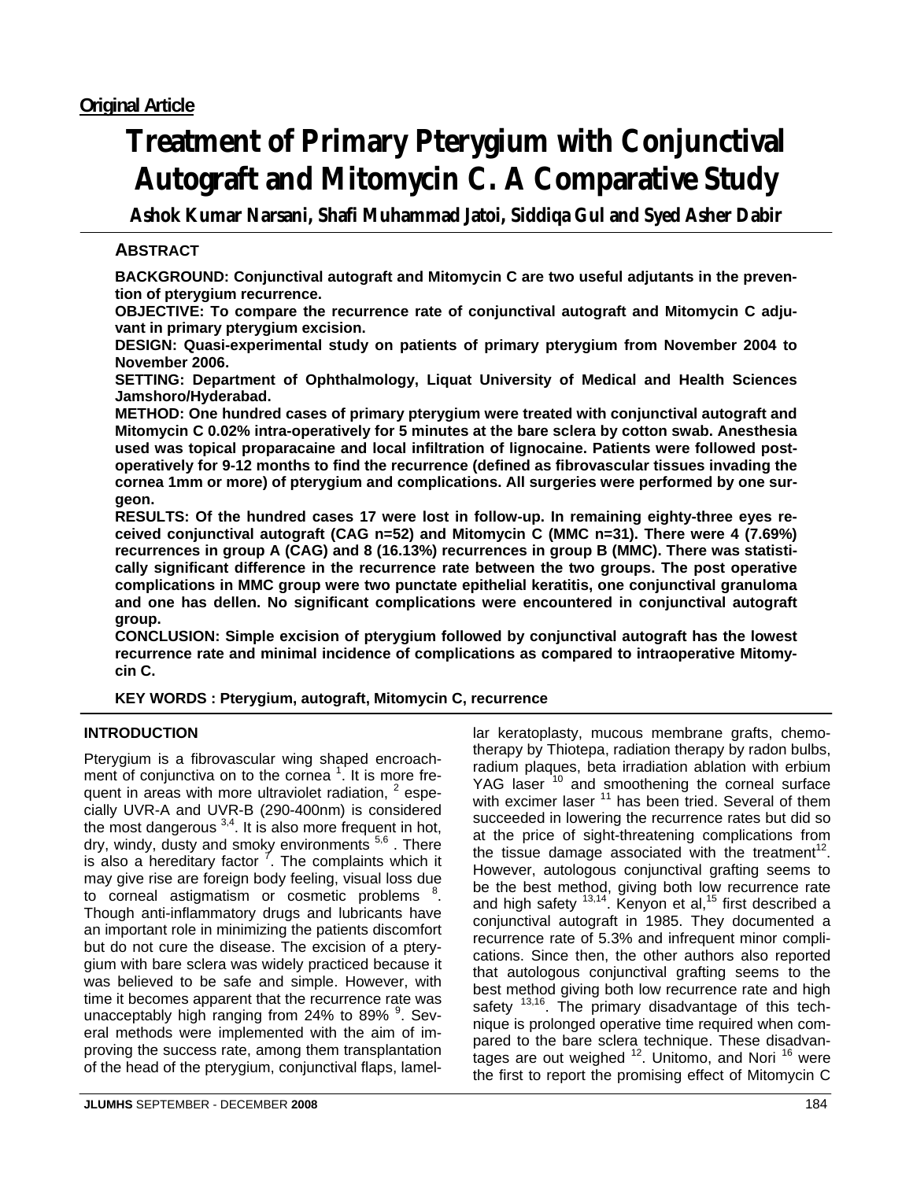**Original Article**

# Treatment of Primary Pterygium with Conjunctival Autograft and Mitomycin C. A Comparative Study

**Ashok Kumar Narsani, Shafi Muhammad Jatoi, Siddiqa Gul and Syed Asher Dabir**

## ABSTRACT

**BACKGROUND: Conjunctival autograft and Mitomycin C are two useful adjutants in the prevention of pterygium recurrence.**

**OBJECTIVE: To compare the recurrence rate of conjunctival autograft and Mitomycin C adjuvant in primary pterygium excision.**

**DESIGN: Quasi-experimental study on patients of primary pterygium from November 2004 to November 2006.**

**SETTING: Department of Ophthalmology, Liquat University of Medical and Health Sciences Jamshoro/Hyderabad.**

**METHOD: One hundred cases of primary pterygium were treated with conjunctival autograft and Mitomycin C 0.02% intra-operatively for 5 minutes at the bare sclera by cotton swab. Anesthesia used was topical proparacaine and local infiltration of lignocaine. Patients were followed post-operatively for 9-12 months to find the recurrence (defined as fibrovascular tissues invading the cornea 1mm or more) of pterygium and complications. All surgeries were performed by one surgeon.**

**RESULTS: Of the hundred cases 17 were lost in follow-up. In remaining eighty-three eyes received conjunctival autograft (CAG n=52) and Mitomycin C (MMC n=31). There were 4 (7.69%) recurrences in group A (CAG) and 8 (16.13%) recurrences in group B (MMC). There was statistically significant difference in the recurrence rate between the two groups. The post operative complications in MMC group were two punctate epithelial keratitis, one conjunctival granuloma and one has dellen. No significant complications were encountered in conjunctival autograft group.**

**CONCLUSION: Simple excision of pterygium followed by conjunctival autograft has the lowest recurrence rate and minimal incidence of complications as compared to intraoperative Mitomycin C.**

**KEY WORDS : Pterygium, autograft, Mitomycin C, recurrence**

## INTRODUCTION

Pterygium is a fibrovascular wing shaped encroachment of conjunctiva on to the cornea [1]. It is more frequent in areas with more ultraviolet radiation, [2] especially UVR-A and UVR-B (290-400nm) is considered the most dangerous [3,4]. It is also more frequent in hot, dry, windy, dusty and smoky environments [5,6]. There is also a hereditary factor [7]. The complaints which it may give rise are foreign body feeling, visual loss due to corneal astigmatism or cosmetic problems [8]. Though anti-inflammatory drugs and lubricants have an important role in minimizing the patients discomfort but do not cure the disease. The excision of a pterygium with bare sclera was widely practiced because it was believed to be safe and simple. However, with time it becomes apparent that the recurrence rate was unacceptably high ranging from 24% to 89% [9]. Several methods were implemented with the aim of improving the success rate, among them transplantation of the head of the pterygium, conjunctival flaps, lamellar keratoplasty, mucous membrane grafts, chemotherapy by Thiotepa, radiation therapy by radon bulbs, radium plaques, beta irradiation ablation with erbium YAG laser [10] and smoothening the corneal surface with excimer laser [11] has been tried. Several of them succeeded in lowering the recurrence rates but did so at the price of sight-threatening complications from the tissue damage associated with the treatment[12]. However, autologous conjunctival grafting seems to be the best method, giving both low recurrence rate and high safety [13,14]. Kenyon et al,[15] first described a conjunctival autograft in 1985. They documented a recurrence rate of 5.3% and infrequent minor complications. Since then, the other authors also reported that autologous conjunctival grafting seems to the best method giving both low recurrence rate and high safety [13,16]. The primary disadvantage of this technique is prolonged operative time required when compared to the bare sclera technique. These disadvantages are out weighed [12]. Unitomo, and Nori [16] were the first to report the promising effect of Mitomycin C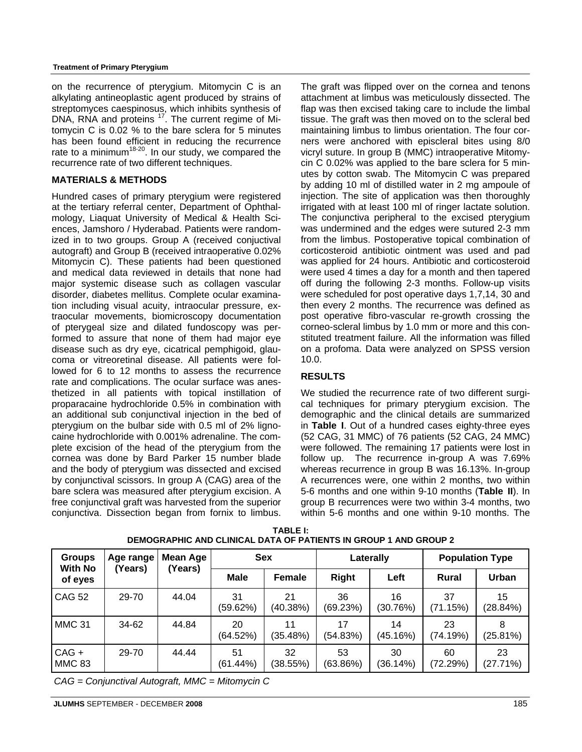on the recurrence of pterygium. Mitomycin C is an alkylating antineoplastic agent produced by strains of streptomyces caespinosus, which inhibits synthesis of DNA, RNA and proteins [17]. The current regime of Mitomycin C is 0.02 % to the bare sclera for 5 minutes has been found efficient in reducing the recurrence rate to a minimum[18-20]. In our study, we compared the recurrence rate of two different techniques.

## MATERIALS & METHODS

Hundred cases of primary pterygium were registered at the tertiary referral center, Department of Ophthalmology, Liaquat University of Medical & Health Sciences, Jamshoro / Hyderabad. Patients were randomized in to two groups. Group A (received conjuctival autograft) and Group B (received intraoperative 0.02% Mitomycin C). These patients had been questioned and medical data reviewed in details that none had major systemic disease such as collagen vascular disorder, diabetes mellitus. Complete ocular examination including visual acuity, intraocular pressure, extraocular movements, biomicroscopy documentation of pterygeal size and dilated fundoscopy was performed to assure that none of them had major eye disease such as dry eye, cicatrical pemphigoid, glaucoma or vitreoretinal disease. All patients were followed for 6 to 12 months to assess the recurrence rate and complications. The ocular surface was anesthetized in all patients with topical instillation of proparacaine hydrochloride 0.5% in combination with an additional sub conjunctival injection in the bed of pterygium on the bulbar side with 0.5 ml of 2% lignocaine hydrochloride with 0.001% adrenaline. The complete excision of the head of the pterygium from the cornea was done by Bard Parker 15 number blade and the body of pterygium was dissected and excised by conjunctival scissors. In group A (CAG) area of the bare sclera was measured after pterygium excision. A free conjunctival graft was harvested from the superior conjunctiva. Dissection began from fornix to limbus. The graft was flipped over on the cornea and tenons attachment at limbus was meticulously dissected. The flap was then excised taking care to include the limbal tissue. The graft was then moved on to the scleral bed maintaining limbus to limbus orientation. The four corners were anchored with episcleral bites using 8/0 vicryl suture. In group B (MMC) intraoperative Mitomycin C 0.02% was applied to the bare sclera for 5 minutes by cotton swab. The Mitomycin C was prepared by adding 10 ml of distilled water in 2 mg ampoule of injection. The site of application was then thoroughly irrigated with at least 100 ml of ringer lactate solution. The conjunctiva peripheral to the excised pterygium was undermined and the edges were sutured 2-3 mm from the limbus. Postoperative topical combination of corticosteroid antibiotic ointment was used and pad was applied for 24 hours. Antibiotic and corticosteroid were used 4 times a day for a month and then tapered off during the following 2-3 months. Follow-up visits were scheduled for post operative days 1,7,14, 30 and then every 2 months. The recurrence was defined as post operative fibro-vascular re-growth crossing the corneo-scleral limbus by 1.0 mm or more and this constituted treatment failure. All the information was filled on a profoma. Data were analyzed on SPSS version 10.0.

## RESULTS

We studied the recurrence rate of two different surgical techniques for primary pterygium excision. The demographic and the clinical details are summarized in **Table I**. Out of a hundred cases eighty-three eyes (52 CAG, 31 MMC) of 76 patients (52 CAG, 24 MMC) were followed. The remaining 17 patients were lost in follow up. The recurrence in-group A was 7.69% whereas recurrence in group B was 16.13%. In-group A recurrences were, one within 2 months, two within 5-6 months and one within 9-10 months (**Table II**). In group B recurrences were two within 3-4 months, two within 5-6 months and one within 9-10 months. The

**TABLE I: DEMOGRAPHIC AND CLINICAL DATA OF PATIENTS IN GROUP 1 AND GROUP 2**

| Groups With No of eyes | Age range (Years) | Mean Age (Years) | Sex | | Laterally | | Population Type | |
|---|---|---|---|---|---|---|---|---|
| | | | Male | Female | Right | Left | Rural | Urban |
| CAG 52 | 29-70 | 44.04 | 31 (59.62%) | 21 (40.38%) | 36 (69.23%) | 16 (30.76%) | 37 (71.15%) | 15 (28.84%) |
| MMC 31 | 34-62 | 44.84 | 20 (64.52%) | 11 (35.48%) | 17 (54.83%) | 14 (45.16%) | 23 (74.19%) | 8 (25.81%) |
| CAG + MMC 83 | 29-70 | 44.44 | 51 (61.44%) | 32 (38.55%) | 53 (63.86%) | 30 (36.14%) | 60 (72.29%) | 23 (27.71%) |

*CAG = Conjunctival Autograft, MMC = Mitomycin C*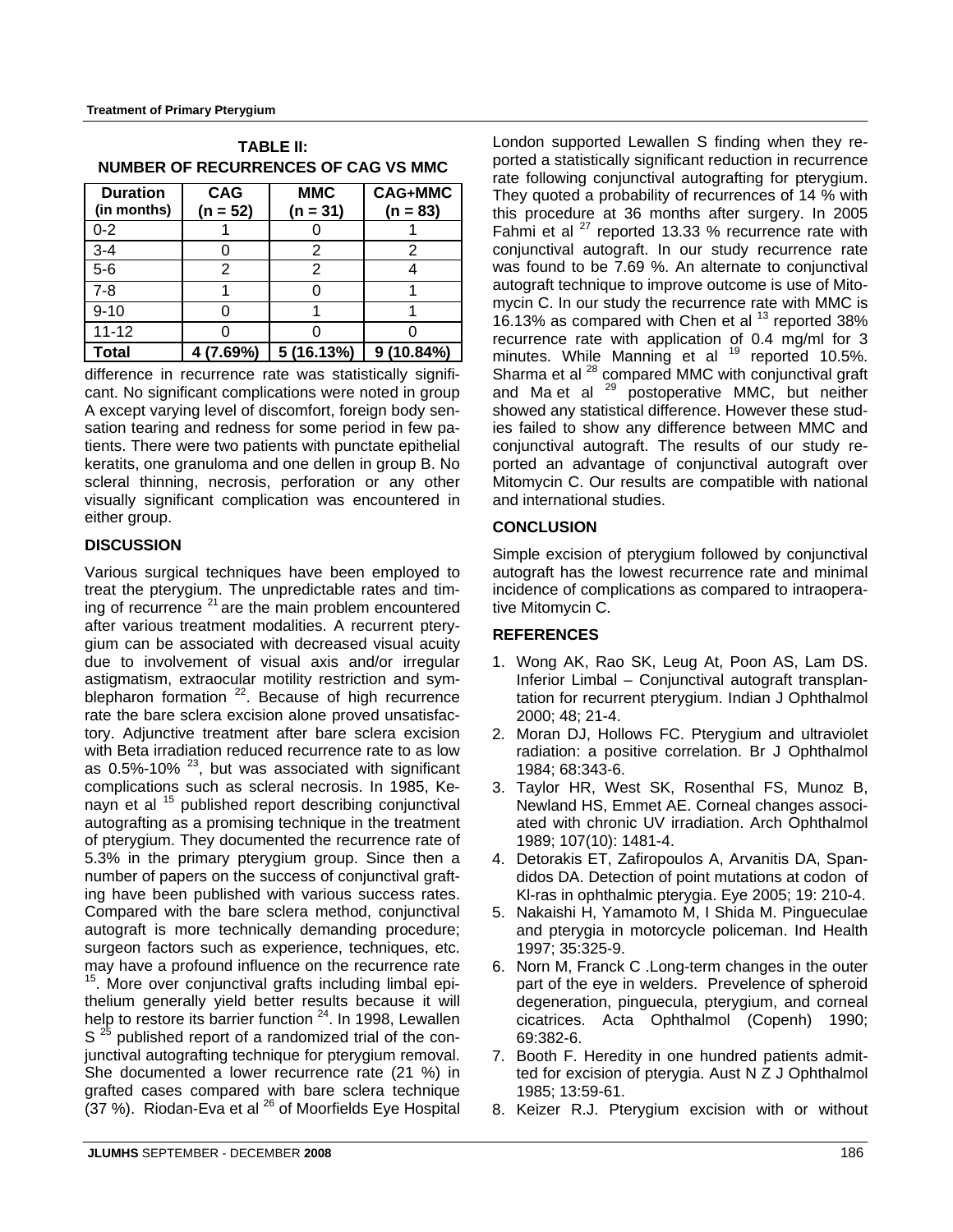**TABLE II:**
**NUMBER OF RECURRENCES OF CAG VS MMC**

| Duration (in months) | CAG (n = 52) | MMC (n = 31) | CAG+MMC (n = 83) |
|---|---|---|---|
| 0-2 | 1 | 0 | 1 |
| 3-4 | 0 | 2 | 2 |
| 5-6 | 2 | 2 | 4 |
| 7-8 | 1 | 0 | 1 |
| 9-10 | 0 | 1 | 1 |
| 11-12 | 0 | 0 | 0 |
| **Total** | **4 (7.69%)** | **5 (16.13%)** | **9 (10.84%)** |

difference in recurrence rate was statistically significant. No significant complications were noted in group A except varying level of discomfort, foreign body sensation tearing and redness for some period in few patients. There were two patients with punctate epithelial keratits, one granuloma and one dellen in group B. No scleral thinning, necrosis, perforation or any other visually significant complication was encountered in either group.

## DISCUSSION

Various surgical techniques have been employed to treat the pterygium. The unpredictable rates and timing of recurrence [21] are the main problem encountered after various treatment modalities. A recurrent pterygium can be associated with decreased visual acuity due to involvement of visual axis and/or irregular astigmatism, extraocular motility restriction and symblepharon formation [22]. Because of high recurrence rate the bare sclera excision alone proved unsatisfactory. Adjunctive treatment after bare sclera excision with Beta irradiation reduced recurrence rate to as low as 0.5%-10% [23], but was associated with significant complications such as scleral necrosis. In 1985, Kenayn et al [15] published report describing conjunctival autografting as a promising technique in the treatment of pterygium. They documented the recurrence rate of 5.3% in the primary pterygium group. Since then a number of papers on the success of conjunctival grafting have been published with various success rates. Compared with the bare sclera method, conjunctival autograft is more technically demanding procedure; surgeon factors such as experience, techniques, etc. may have a profound influence on the recurrence rate [15]. More over conjunctival grafts including limbal epithelium generally yield better results because it will help to restore its barrier function [24]. In 1998, Lewallen S [25] published report of a randomized trial of the conjunctival autografting technique for pterygium removal. She documented a lower recurrence rate (21 %) in grafted cases compared with bare sclera technique (37 %). Riodan-Eva et al [26] of Moorfields Eye Hospital London supported Lewallen S finding when they reported a statistically significant reduction in recurrence rate following conjunctival autografting for pterygium. They quoted a probability of recurrences of 14 % with this procedure at 36 months after surgery. In 2005 Fahmi et al [27] reported 13.33 % recurrence rate with conjunctival autograft. In our study recurrence rate was found to be 7.69 %. An alternate to conjunctival autograft technique to improve outcome is use of Mitomycin C. In our study the recurrence rate with MMC is 16.13% as compared with Chen et al [13] reported 38% recurrence rate with application of 0.4 mg/ml for 3 minutes. While Manning et al [19] reported 10.5%. Sharma et al [28] compared MMC with conjunctival graft and Ma et al [29] postoperative MMC, but neither showed any statistical difference. However these studies failed to show any difference between MMC and conjunctival autograft. The results of our study reported an advantage of conjunctival autograft over Mitomycin C. Our results are compatible with national and international studies.

## CONCLUSION

Simple excision of pterygium followed by conjunctival autograft has the lowest recurrence rate and minimal incidence of complications as compared to intraoperative Mitomycin C.

## REFERENCES

1. Wong AK, Rao SK, Leug At, Poon AS, Lam DS. Inferior Limbal – Conjunctival autograft transplantation for recurrent pterygium. Indian J Ophthalmol 2000; 48; 21-4.
2. Moran DJ, Hollows FC. Pterygium and ultraviolet radiation: a positive correlation. Br J Ophthalmol 1984; 68:343-6.
3. Taylor HR, West SK, Rosenthal FS, Munoz B, Newland HS, Emmet AE. Corneal changes associated with chronic UV irradiation. Arch Ophthalmol 1989; 107(10): 1481-4.
4. Detorakis ET, Zafiropoulos A, Arvanitis DA, Spandidos DA. Detection of point mutations at codon of Kl-ras in ophthalmic pterygia. Eye 2005; 19: 210-4.
5. Nakaishi H, Yamamoto M, I Shida M. Pingueculae and pterygia in motorcycle policeman. Ind Health 1997; 35:325-9.
6. Norn M, Franck C .Long-term changes in the outer part of the eye in welders. Prevelence of spheroid degeneration, pinguecula, pterygium, and corneal cicatrices. Acta Ophthalmol (Copenh) 1990; 69:382-6.
7. Booth F. Heredity in one hundred patients admitted for excision of pterygia. Aust N Z J Ophthalmol 1985; 13:59-61.
8. Keizer R.J. Pterygium excision with or without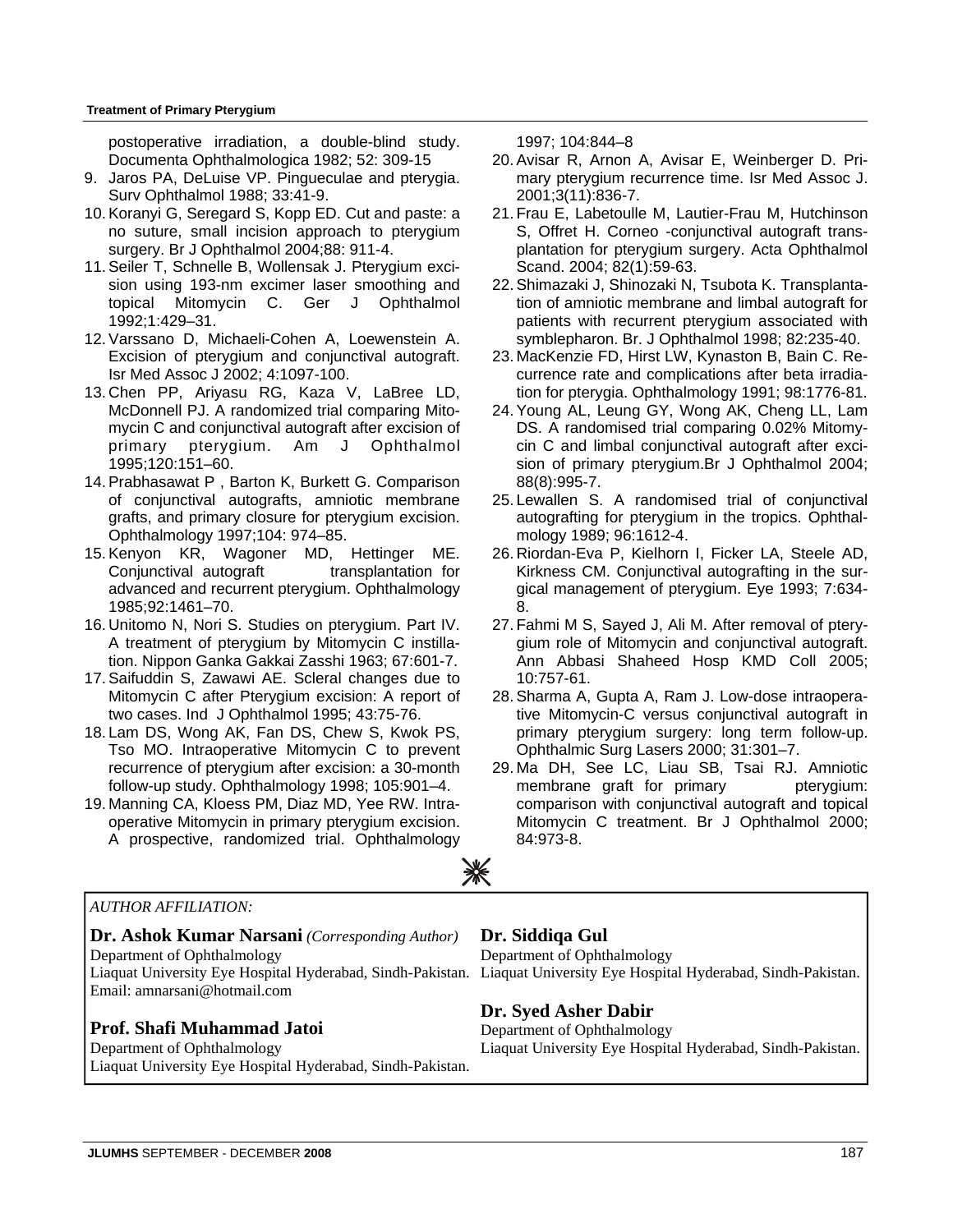postoperative irradiation, a double-blind study. Documenta Ophthalmologica 1982; 52: 309-15

9. Jaros PA, DeLuise VP. Pingueculae and pterygia. Surv Ophthalmol 1988; 33:41-9.
10. Koranyi G, Seregard S, Kopp ED. Cut and paste: a no suture, small incision approach to pterygium surgery. Br J Ophthalmol 2004;88: 911-4.
11. Seiler T, Schnelle B, Wollensak J. Pterygium excision using 193-nm excimer laser smoothing and topical Mitomycin C. Ger J Ophthalmol 1992;1:429–31.
12. Varssano D, Michaeli-Cohen A, Loewenstein A. Excision of pterygium and conjunctival autograft. Isr Med Assoc J 2002; 4:1097-100.
13. Chen PP, Ariyasu RG, Kaza V, LaBree LD, McDonnell PJ. A randomized trial comparing Mitomycin C and conjunctival autograft after excision of primary pterygium. Am J Ophthalmol 1995;120:151–60.
14. Prabhasawat P , Barton K, Burkett G. Comparison of conjunctival autografts, amniotic membrane grafts, and primary closure for pterygium excision. Ophthalmology 1997;104: 974–85.
15. Kenyon KR, Wagoner MD, Hettinger ME. Conjunctival autograft transplantation for advanced and recurrent pterygium. Ophthalmology 1985;92:1461–70.
16. Unitomo N, Nori S. Studies on pterygium. Part IV. A treatment of pterygium by Mitomycin C instillation. Nippon Ganka Gakkai Zasshi 1963; 67:601-7.
17. Saifuddin S, Zawawi AE. Scleral changes due to Mitomycin C after Pterygium excision: A report of two cases. Ind J Ophthalmol 1995; 43:75-76.
18. Lam DS, Wong AK, Fan DS, Chew S, Kwok PS, Tso MO. Intraoperative Mitomycin C to prevent recurrence of pterygium after excision: a 30-month follow-up study. Ophthalmology 1998; 105:901–4.
19. Manning CA, Kloess PM, Diaz MD, Yee RW. Intraoperative Mitomycin in primary pterygium excision. A prospective, randomized trial. Ophthalmology 1997; 104:844–8
20. Avisar R, Arnon A, Avisar E, Weinberger D. Primary pterygium recurrence time. Isr Med Assoc J. 2001;3(11):836-7.
21. Frau E, Labetoulle M, Lautier-Frau M, Hutchinson S, Offret H. Corneo -conjunctival autograft transplantation for pterygium surgery. Acta Ophthalmol Scand. 2004; 82(1):59-63.
22. Shimazaki J, Shinozaki N, Tsubota K. Transplantation of amniotic membrane and limbal autograft for patients with recurrent pterygium associated with symblepharon. Br. J Ophthalmol 1998; 82:235-40.
23. MacKenzie FD, Hirst LW, Kynaston B, Bain C. Recurrence rate and complications after beta irradiation for pterygia. Ophthalmology 1991; 98:1776-81.
24. Young AL, Leung GY, Wong AK, Cheng LL, Lam DS. A randomised trial comparing 0.02% Mitomycin C and limbal conjunctival autograft after excision of primary pterygium.Br J Ophthalmol 2004; 88(8):995-7.
25. Lewallen S. A randomised trial of conjunctival autografting for pterygium in the tropics. Ophthalmology 1989; 96:1612-4.
26. Riordan-Eva P, Kielhorn I, Ficker LA, Steele AD, Kirkness CM. Conjunctival autografting in the surgical management of pterygium. Eye 1993; 7:634-8.
27. Fahmi M S, Sayed J, Ali M. After removal of pterygium role of Mitomycin and conjunctival autograft. Ann Abbasi Shaheed Hosp KMD Coll 2005; 10:757-61.
28. Sharma A, Gupta A, Ram J. Low-dose intraoperative Mitomycin-C versus conjunctival autograft in primary pterygium surgery: long term follow-up. Ophthalmic Surg Lasers 2000; 31:301–7.
29. Ma DH, See LC, Liau SB, Tsai RJ. Amniotic membrane graft for primary pterygium: comparison with conjunctival autograft and topical Mitomycin C treatment. Br J Ophthalmol 2000; 84:973-8.

*AUTHOR AFFILIATION:*

**Dr. Ashok Kumar Narsani** *(Corresponding Author)*
Department of Ophthalmology
Liaquat University Eye Hospital Hyderabad, Sindh-Pakistan.
Email: amnarsani@hotmail.com

**Prof. Shafi Muhammad Jatoi**
Department of Ophthalmology
Liaquat University Eye Hospital Hyderabad, Sindh-Pakistan.

**Dr. Siddiqa Gul**
Department of Ophthalmology
Liaquat University Eye Hospital Hyderabad, Sindh-Pakistan.

**Dr. Syed Asher Dabir**
Department of Ophthalmology
Liaquat University Eye Hospital Hyderabad, Sindh-Pakistan.